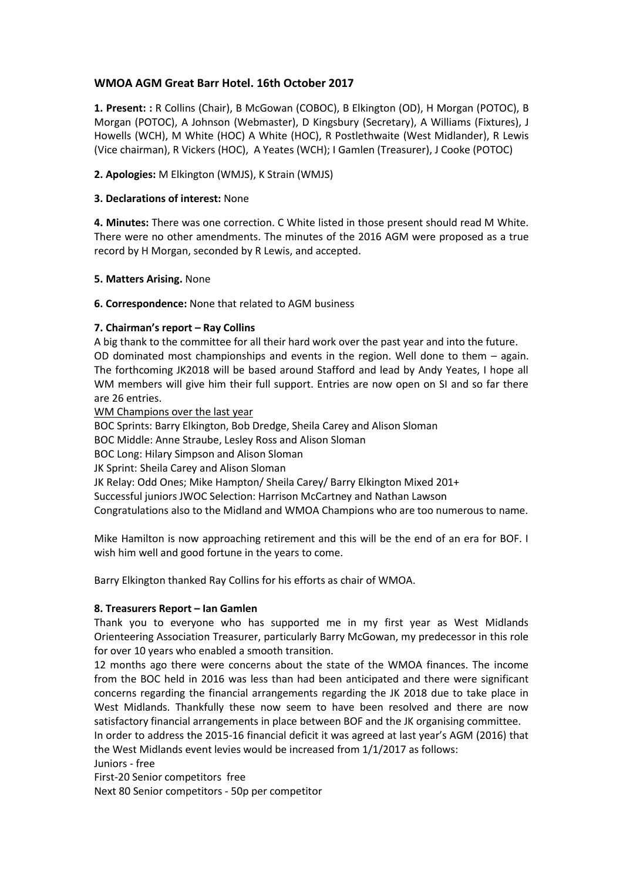## WMOA AGM Great Barr Hotel. 16th October 2017

**1. Present: :** R Collins (Chair), B McGowan (COBOC), B Elkington (OD), H Morgan (POTOC), B Morgan (POTOC), A Johnson (Webmaster), D Kingsbury (Secretary), A Williams (Fixtures), J Howells (WCH), M White (HOC) A White (HOC), R Postlethwaite (West Midlander), R Lewis (Vice chairman), R Vickers (HOC), A Yeates (WCH); I Gamlen (Treasurer), J Cooke (POTOC)

**2. Apologies:** M Elkington (WMJS), K Strain (WMJS)

**3. Declarations of interest:** None

**4. Minutes:** There was one correction. C White listed in those present should read M White. There were no other amendments. The minutes of the 2016 AGM were proposed as a true record by H Morgan, seconded by R Lewis, and accepted.

**5. Matters Arising.** None

**6. Correspondence:** None that related to AGM business

**7. Chairman's report – Ray Collins**

A big thank to the committee for all their hard work over the past year and into the future.
OD dominated most championships and events in the region. Well done to them – again.
The forthcoming JK2018 will be based around Stafford and lead by Andy Yeates, I hope all WM members will give him their full support. Entries are now open on SI and so far there are 26 entries.

<u>WM Champions over the last year</u>

BOC Sprints: Barry Elkington, Bob Dredge, Sheila Carey and Alison Sloman
BOC Middle: Anne Straube, Lesley Ross and Alison Sloman
BOC Long: Hilary Simpson and Alison Sloman
JK Sprint: Sheila Carey and Alison Sloman
JK Relay: Odd Ones; Mike Hampton/ Sheila Carey/ Barry Elkington Mixed 201+
Successful juniors JWOC Selection: Harrison McCartney and Nathan Lawson
Congratulations also to the Midland and WMOA Champions who are too numerous to name.

Mike Hamilton is now approaching retirement and this will be the end of an era for BOF. I wish him well and good fortune in the years to come.

Barry Elkington thanked Ray Collins for his efforts as chair of WMOA.

**8. Treasurers Report – Ian Gamlen**

Thank you to everyone who has supported me in my first year as West Midlands Orienteering Association Treasurer, particularly Barry McGowan, my predecessor in this role for over 10 years who enabled a smooth transition.

12 months ago there were concerns about the state of the WMOA finances. The income from the BOC held in 2016 was less than had been anticipated and there were significant concerns regarding the financial arrangements regarding the JK 2018 due to take place in West Midlands. Thankfully these now seem to have been resolved and there are now satisfactory financial arrangements in place between BOF and the JK organising committee.

In order to address the 2015-16 financial deficit it was agreed at last year's AGM (2016) that the West Midlands event levies would be increased from 1/1/2017 as follows:

Juniors - free
First-20 Senior competitors free
Next 80 Senior competitors - 50p per competitor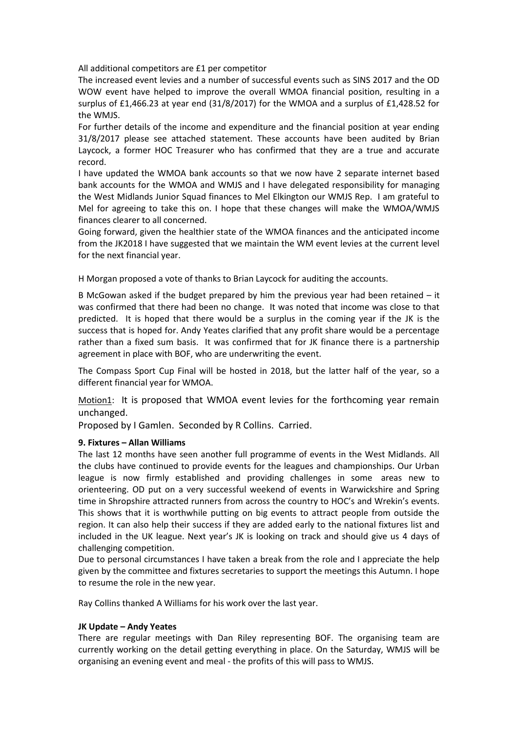All additional competitors are £1 per competitor

The increased event levies and a number of successful events such as SINS 2017 and the OD WOW event have helped to improve the overall WMOA financial position, resulting in a surplus of £1,466.23 at year end (31/8/2017) for the WMOA and a surplus of £1,428.52 for the WMJS.

For further details of the income and expenditure and the financial position at year ending 31/8/2017 please see attached statement. These accounts have been audited by Brian Laycock, a former HOC Treasurer who has confirmed that they are a true and accurate record.

I have updated the WMOA bank accounts so that we now have 2 separate internet based bank accounts for the WMOA and WMJS and I have delegated responsibility for managing the West Midlands Junior Squad finances to Mel Elkington our WMJS Rep. I am grateful to Mel for agreeing to take this on. I hope that these changes will make the WMOA/WMJS finances clearer to all concerned.

Going forward, given the healthier state of the WMOA finances and the anticipated income from the JK2018 I have suggested that we maintain the WM event levies at the current level for the next financial year.

H Morgan proposed a vote of thanks to Brian Laycock for auditing the accounts.

B McGowan asked if the budget prepared by him the previous year had been retained – it was confirmed that there had been no change. It was noted that income was close to that predicted. It is hoped that there would be a surplus in the coming year if the JK is the success that is hoped for. Andy Yeates clarified that any profit share would be a percentage rather than a fixed sum basis. It was confirmed that for JK finance there is a partnership agreement in place with BOF, who are underwriting the event.

The Compass Sport Cup Final will be hosted in 2018, but the latter half of the year, so a different financial year for WMOA.

Motion1: It is proposed that WMOA event levies for the forthcoming year remain unchanged.

Proposed by I Gamlen. Seconded by R Collins. Carried.

**9. Fixtures – Allan Williams**

The last 12 months have seen another full programme of events in the West Midlands. All the clubs have continued to provide events for the leagues and championships. Our Urban league is now firmly established and providing challenges in some areas new to orienteering. OD put on a very successful weekend of events in Warwickshire and Spring time in Shropshire attracted runners from across the country to HOC's and Wrekin's events. This shows that it is worthwhile putting on big events to attract people from outside the region. It can also help their success if they are added early to the national fixtures list and included in the UK league. Next year's JK is looking on track and should give us 4 days of challenging competition.

Due to personal circumstances I have taken a break from the role and I appreciate the help given by the committee and fixtures secretaries to support the meetings this Autumn. I hope to resume the role in the new year.

Ray Collins thanked A Williams for his work over the last year.

**JK Update – Andy Yeates**

There are regular meetings with Dan Riley representing BOF. The organising team are currently working on the detail getting everything in place. On the Saturday, WMJS will be organising an evening event and meal - the profits of this will pass to WMJS.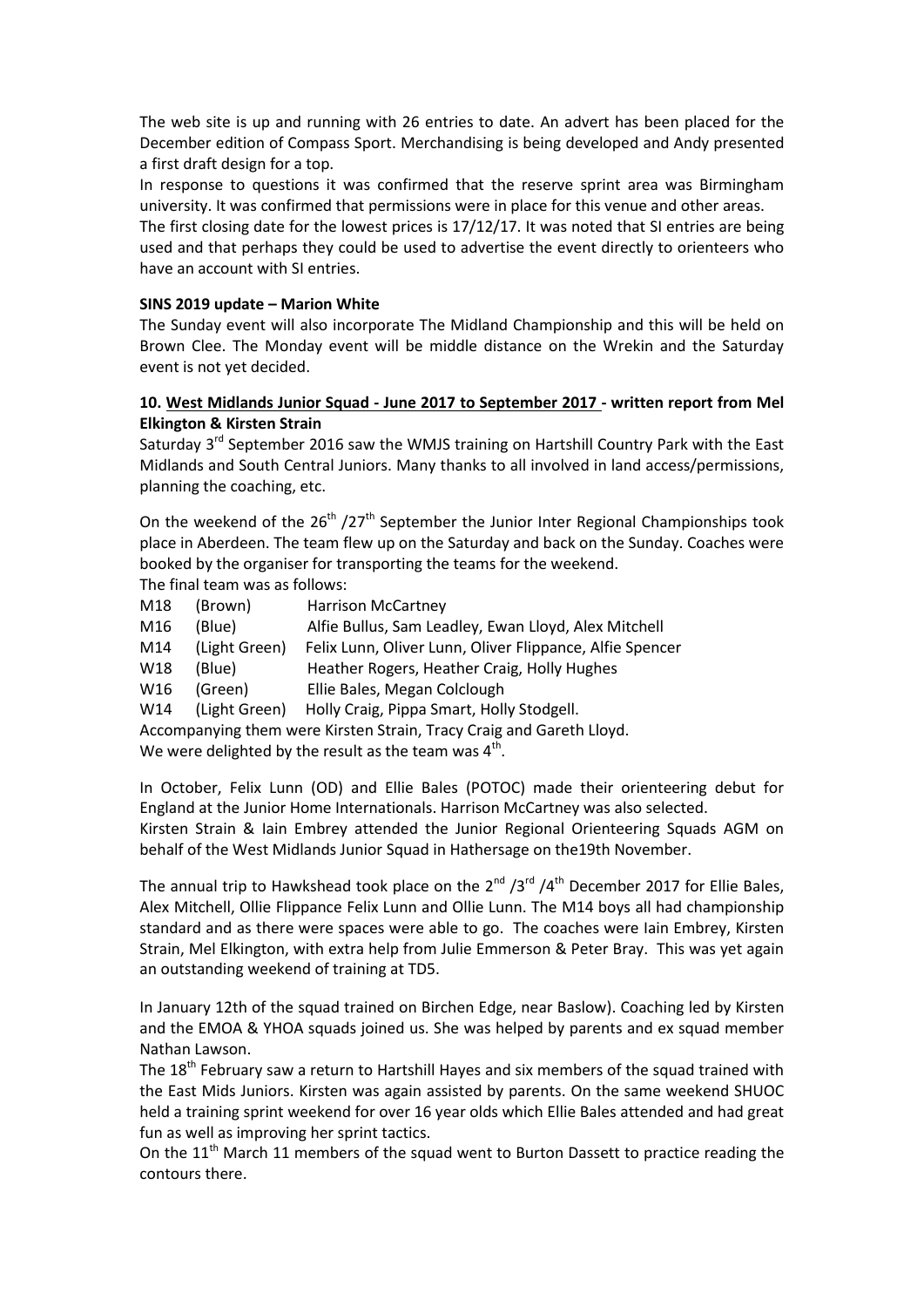The web site is up and running with 26 entries to date. An advert has been placed for the December edition of Compass Sport. Merchandising is being developed and Andy presented a first draft design for a top.

In response to questions it was confirmed that the reserve sprint area was Birmingham university. It was confirmed that permissions were in place for this venue and other areas.

The first closing date for the lowest prices is 17/12/17. It was noted that SI entries are being used and that perhaps they could be used to advertise the event directly to orienteers who have an account with SI entries.

**SINS 2019 update – Marion White**

The Sunday event will also incorporate The Midland Championship and this will be held on Brown Clee. The Monday event will be middle distance on the Wrekin and the Saturday event is not yet decided.

**10. West Midlands Junior Squad - June 2017 to September 2017 - written report from Mel Elkington & Kirsten Strain**

Saturday 3rd September 2016 saw the WMJS training on Hartshill Country Park with the East Midlands and South Central Juniors. Many thanks to all involved in land access/permissions, planning the coaching, etc.

On the weekend of the 26th /27th September the Junior Inter Regional Championships took place in Aberdeen. The team flew up on the Saturday and back on the Sunday. Coaches were booked by the organiser for transporting the teams for the weekend.

The final team was as follows:

| | | |
|---|---|---|
| M18 | (Brown) | Harrison McCartney |
| M16 | (Blue) | Alfie Bullus, Sam Leadley, Ewan Lloyd, Alex Mitchell |
| M14 | (Light Green) | Felix Lunn, Oliver Lunn, Oliver Flippance, Alfie Spencer |
| W18 | (Blue) | Heather Rogers, Heather Craig, Holly Hughes |
| W16 | (Green) | Ellie Bales, Megan Colclough |
| W14 | (Light Green) | Holly Craig, Pippa Smart, Holly Stodgell. |

Accompanying them were Kirsten Strain, Tracy Craig and Gareth Lloyd.

We were delighted by the result as the team was 4th.

In October, Felix Lunn (OD) and Ellie Bales (POTOC) made their orienteering debut for England at the Junior Home Internationals. Harrison McCartney was also selected.

Kirsten Strain & Iain Embrey attended the Junior Regional Orienteering Squads AGM on behalf of the West Midlands Junior Squad in Hathersage on the19th November.

The annual trip to Hawkshead took place on the 2nd /3rd /4th December 2017 for Ellie Bales, Alex Mitchell, Ollie Flippance Felix Lunn and Ollie Lunn. The M14 boys all had championship standard and as there were spaces were able to go. The coaches were Iain Embrey, Kirsten Strain, Mel Elkington, with extra help from Julie Emmerson & Peter Bray. This was yet again an outstanding weekend of training at TD5.

In January 12th of the squad trained on Birchen Edge, near Baslow). Coaching led by Kirsten and the EMOA & YHOA squads joined us. She was helped by parents and ex squad member Nathan Lawson.

The 18th February saw a return to Hartshill Hayes and six members of the squad trained with the East Mids Juniors. Kirsten was again assisted by parents. On the same weekend SHUOC held a training sprint weekend for over 16 year olds which Ellie Bales attended and had great fun as well as improving her sprint tactics.

On the 11th March 11 members of the squad went to Burton Dassett to practice reading the contours there.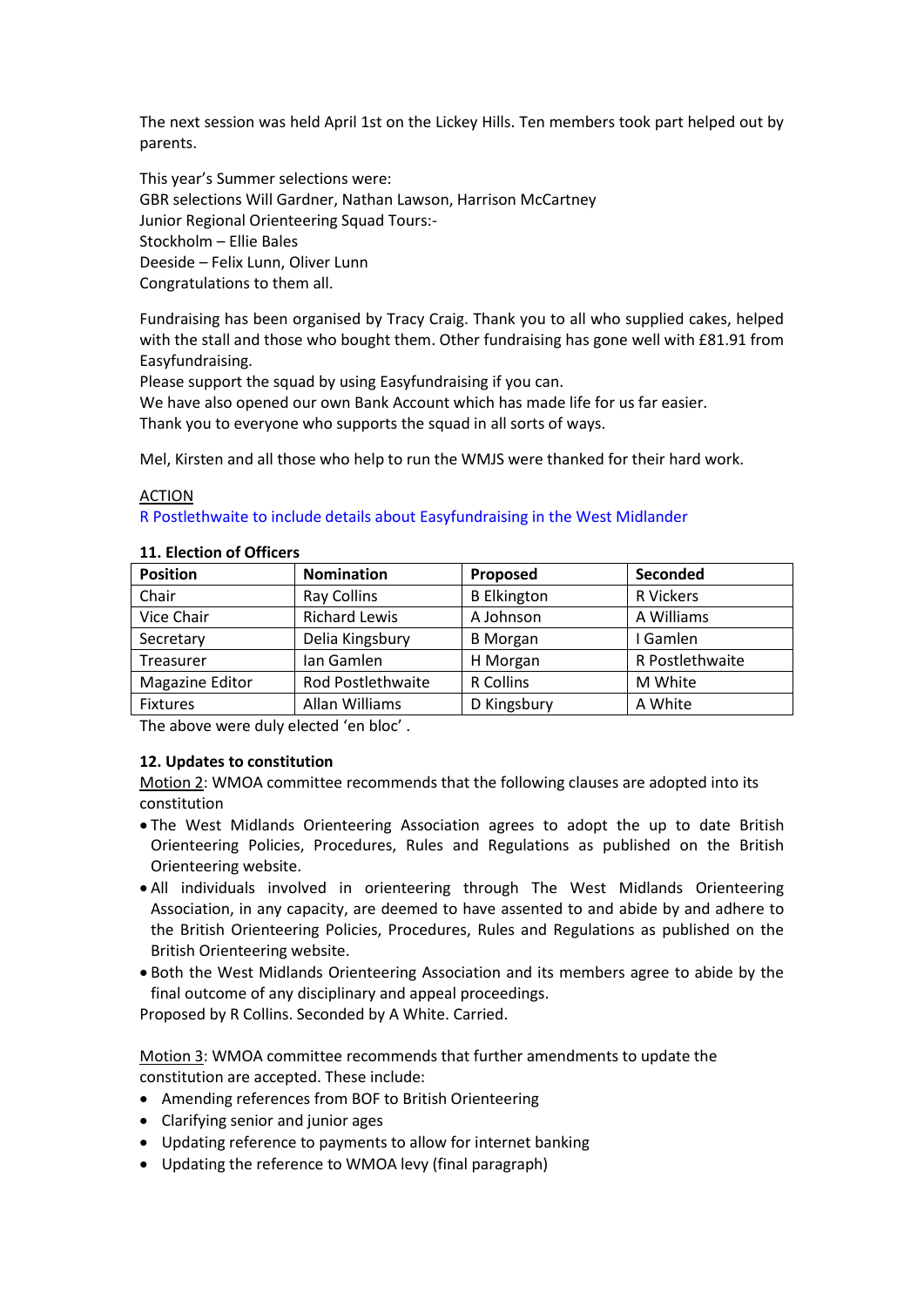The next session was held April 1st on the Lickey Hills. Ten members took part helped out by parents.

This year's Summer selections were:
GBR selections Will Gardner, Nathan Lawson, Harrison McCartney
Junior Regional Orienteering Squad Tours:-
Stockholm – Ellie Bales
Deeside – Felix Lunn, Oliver Lunn
Congratulations to them all.

Fundraising has been organised by Tracy Craig. Thank you to all who supplied cakes, helped with the stall and those who bought them. Other fundraising has gone well with £81.91 from Easyfundraising.
Please support the squad by using Easyfundraising if you can.
We have also opened our own Bank Account which has made life for us far easier.
Thank you to everyone who supports the squad in all sorts of ways.

Mel, Kirsten and all those who help to run the WMJS were thanked for their hard work.

ACTION
R Postlethwaite to include details about Easyfundraising in the West Midlander

**11. Election of Officers**

| Position | Nomination | Proposed | Seconded |
|---|---|---|---|
| Chair | Ray Collins | B Elkington | R Vickers |
| Vice Chair | Richard Lewis | A Johnson | A Williams |
| Secretary | Delia Kingsbury | B Morgan | I Gamlen |
| Treasurer | Ian Gamlen | H Morgan | R Postlethwaite |
| Magazine Editor | Rod Postlethwaite | R Collins | M White |
| Fixtures | Allan Williams | D Kingsbury | A White |

The above were duly elected 'en bloc' .

**12. Updates to constitution**

Motion 2: WMOA committee recommends that the following clauses are adopted into its constitution

- The West Midlands Orienteering Association agrees to adopt the up to date British Orienteering Policies, Procedures, Rules and Regulations as published on the British Orienteering website.
- All individuals involved in orienteering through The West Midlands Orienteering Association, in any capacity, are deemed to have assented to and abide by and adhere to the British Orienteering Policies, Procedures, Rules and Regulations as published on the British Orienteering website.
- Both the West Midlands Orienteering Association and its members agree to abide by the final outcome of any disciplinary and appeal proceedings.

Proposed by R Collins. Seconded by A White. Carried.

Motion 3: WMOA committee recommends that further amendments to update the constitution are accepted. These include:

- Amending references from BOF to British Orienteering
- Clarifying senior and junior ages
- Updating reference to payments to allow for internet banking
- Updating the reference to WMOA levy (final paragraph)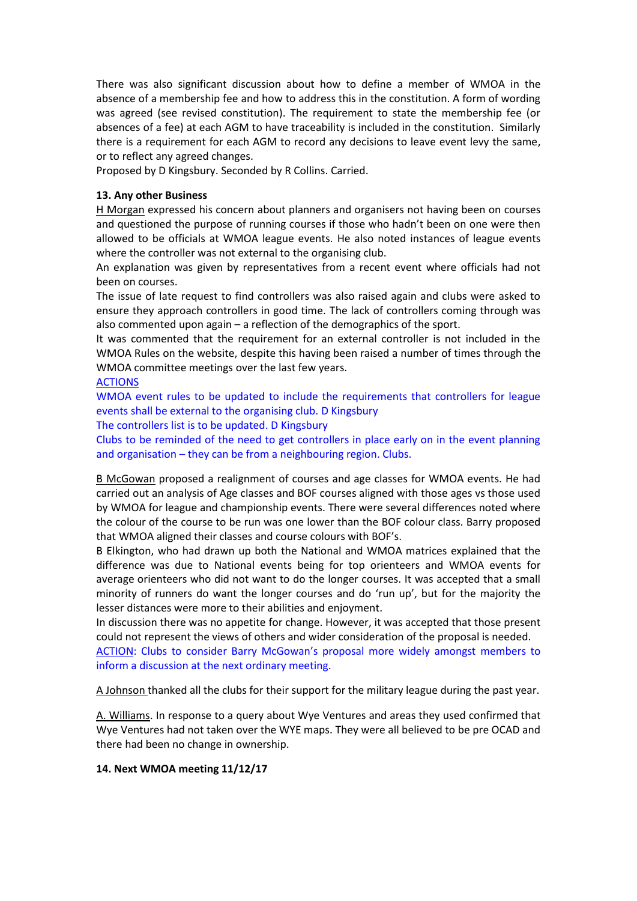There was also significant discussion about how to define a member of WMOA in the absence of a membership fee and how to address this in the constitution. A form of wording was agreed (see revised constitution). The requirement to state the membership fee (or absences of a fee) at each AGM to have traceability is included in the constitution. Similarly there is a requirement for each AGM to record any decisions to leave event levy the same, or to reflect any agreed changes.
Proposed by D Kingsbury. Seconded by R Collins. Carried.

**13. Any other Business**

H Morgan expressed his concern about planners and organisers not having been on courses and questioned the purpose of running courses if those who hadn't been on one were then allowed to be officials at WMOA league events. He also noted instances of league events where the controller was not external to the organising club.
An explanation was given by representatives from a recent event where officials had not been on courses.
The issue of late request to find controllers was also raised again and clubs were asked to ensure they approach controllers in good time. The lack of controllers coming through was also commented upon again – a reflection of the demographics of the sport.
It was commented that the requirement for an external controller is not included in the WMOA Rules on the website, despite this having been raised a number of times through the WMOA committee meetings over the last few years.

ACTIONS

WMOA event rules to be updated to include the requirements that controllers for league events shall be external to the organising club. D Kingsbury
The controllers list is to be updated. D Kingsbury
Clubs to be reminded of the need to get controllers in place early on in the event planning and organisation – they can be from a neighbouring region. Clubs.

B McGowan proposed a realignment of courses and age classes for WMOA events. He had carried out an analysis of Age classes and BOF courses aligned with those ages vs those used by WMOA for league and championship events. There were several differences noted where the colour of the course to be run was one lower than the BOF colour class. Barry proposed that WMOA aligned their classes and course colours with BOF's.
B Elkington, who had drawn up both the National and WMOA matrices explained that the difference was due to National events being for top orienteers and WMOA events for average orienteers who did not want to do the longer courses. It was accepted that a small minority of runners do want the longer courses and do 'run up', but for the majority the lesser distances were more to their abilities and enjoyment.
In discussion there was no appetite for change. However, it was accepted that those present could not represent the views of others and wider consideration of the proposal is needed.
ACTION: Clubs to consider Barry McGowan's proposal more widely amongst members to inform a discussion at the next ordinary meeting.

A Johnson thanked all the clubs for their support for the military league during the past year.

A. Williams. In response to a query about Wye Ventures and areas they used confirmed that Wye Ventures had not taken over the WYE maps. They were all believed to be pre OCAD and there had been no change in ownership.

**14. Next WMOA meeting 11/12/17**